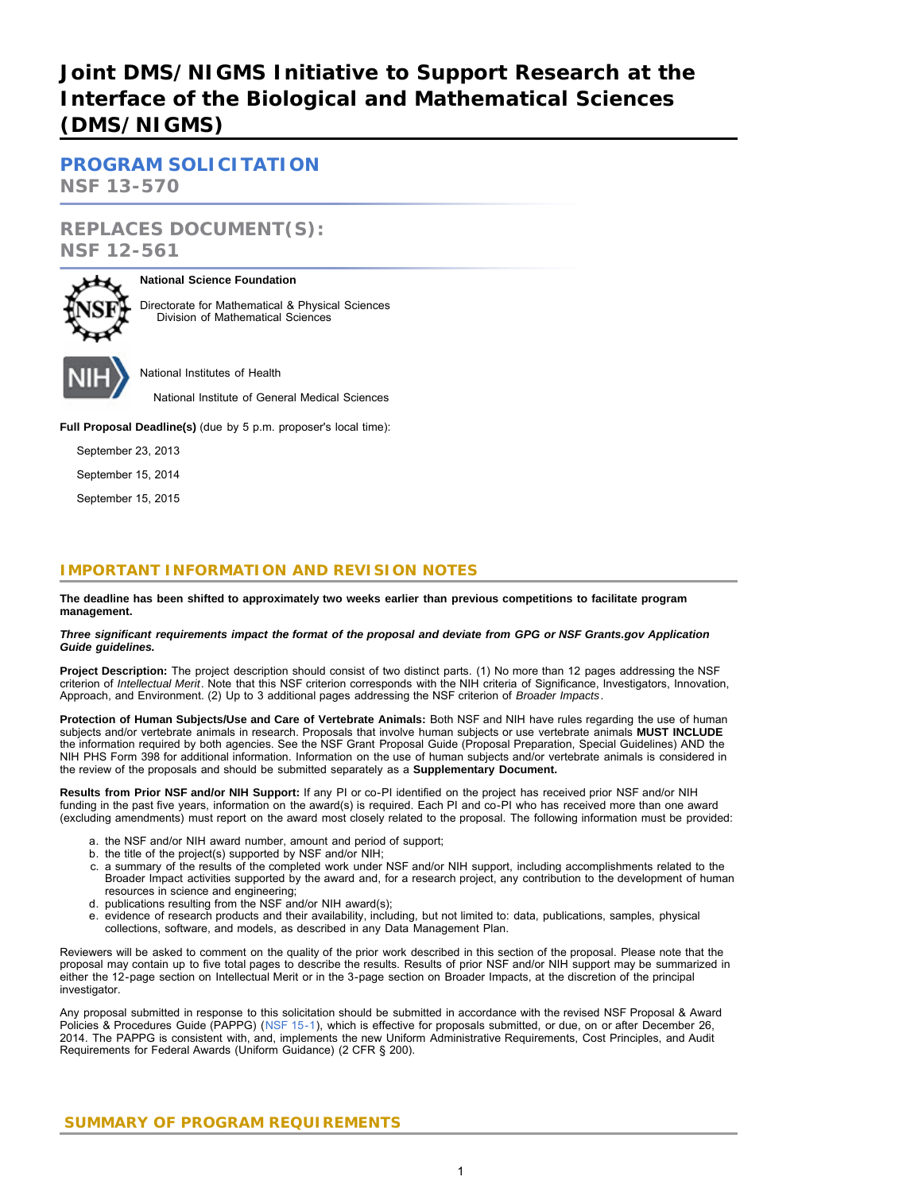# Joint DMS/NIGMS Initiative to Support Research at the Interface of the Biological and Mathematical Sciences (DMS/NIGMS)

## PROGRAM SOLICITATION

**NSF 13-570**

## REPLACES DOCUMENT(S):

**NSF 12-561**

**National Science Foundation**

Directorate for Mathematical & Physical Sciences
  Division of Mathematical Sciences

National Institutes of Health

  National Institute of General Medical Sciences

**Full Proposal Deadline(s)** (due by 5 p.m. proposer's local time):

  September 23, 2013

  September 15, 2014

  September 15, 2015

## IMPORTANT INFORMATION AND REVISION NOTES

**The deadline has been shifted to approximately two weeks earlier than previous competitions to facilitate program management.**

***Three significant requirements impact the format of the proposal and deviate from GPG or NSF Grants.gov Application Guide guidelines.***

**Project Description:** The project description should consist of two distinct parts. (1) No more than 12 pages addressing the NSF criterion of *Intellectual Merit*. Note that this NSF criterion corresponds with the NIH criteria of Significance, Investigators, Innovation, Approach, and Environment. (2) Up to 3 additional pages addressing the NSF criterion of *Broader Impacts*.

**Protection of Human Subjects/Use and Care of Vertebrate Animals:** Both NSF and NIH have rules regarding the use of human subjects and/or vertebrate animals in research. Proposals that involve human subjects or use vertebrate animals **MUST INCLUDE** the information required by both agencies. See the NSF Grant Proposal Guide (Proposal Preparation, Special Guidelines) AND the NIH PHS Form 398 for additional information. Information on the use of human subjects and/or vertebrate animals is considered in the review of the proposals and should be submitted separately as a **Supplementary Document.**

**Results from Prior NSF and/or NIH Support:** If any PI or co-PI identified on the project has received prior NSF and/or NIH funding in the past five years, information on the award(s) is required. Each PI and co-PI who has received more than one award (excluding amendments) must report on the award most closely related to the proposal. The following information must be provided:

a. the NSF and/or NIH award number, amount and period of support;
b. the title of the project(s) supported by NSF and/or NIH;
c. a summary of the results of the completed work under NSF and/or NIH support, including accomplishments related to the Broader Impact activities supported by the award and, for a research project, any contribution to the development of human resources in science and engineering;
d. publications resulting from the NSF and/or NIH award(s);
e. evidence of research products and their availability, including, but not limited to: data, publications, samples, physical collections, software, and models, as described in any Data Management Plan.

Reviewers will be asked to comment on the quality of the prior work described in this section of the proposal. Please note that the proposal may contain up to five total pages to describe the results. Results of prior NSF and/or NIH support may be summarized in either the 12-page section on Intellectual Merit or in the 3-page section on Broader Impacts, at the discretion of the principal investigator.

Any proposal submitted in response to this solicitation should be submitted in accordance with the revised NSF Proposal & Award Policies & Procedures Guide (PAPPG) (NSF 15-1), which is effective for proposals submitted, or due, on or after December 26, 2014. The PAPPG is consistent with, and implements the new Uniform Administrative Requirements, Cost Principles, and Audit Requirements for Federal Awards (Uniform Guidance) (2 CFR § 200).

## SUMMARY OF PROGRAM REQUIREMENTS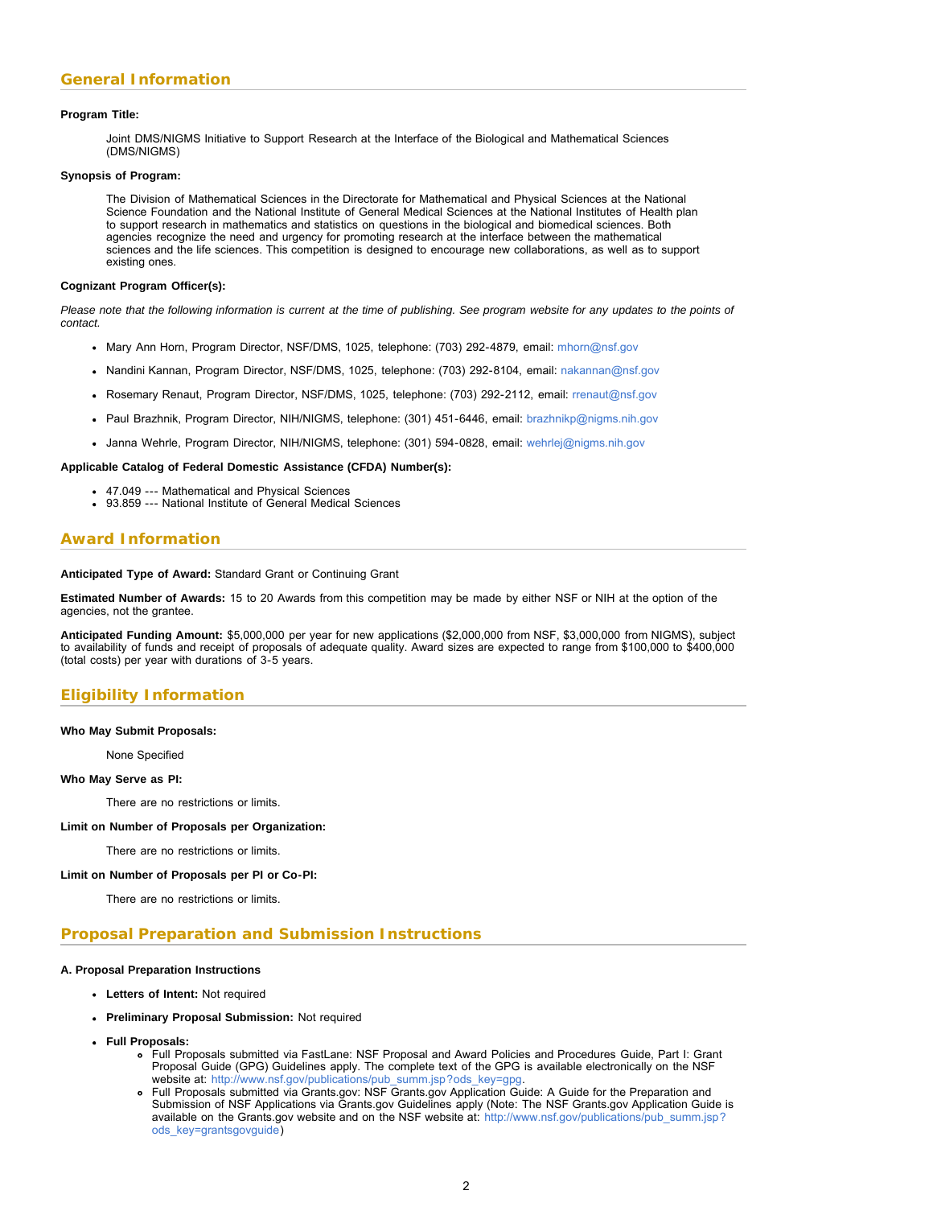## General Information

**Program Title:**

Joint DMS/NIGMS Initiative to Support Research at the Interface of the Biological and Mathematical Sciences (DMS/NIGMS)

**Synopsis of Program:**

The Division of Mathematical Sciences in the Directorate for Mathematical and Physical Sciences at the National Science Foundation and the National Institute of General Medical Sciences at the National Institutes of Health plan to support research in mathematics and statistics on questions in the biological and biomedical sciences. Both agencies recognize the need and urgency for promoting research at the interface between the mathematical sciences and the life sciences. This competition is designed to encourage new collaborations, as well as to support existing ones.

**Cognizant Program Officer(s):**

*Please note that the following information is current at the time of publishing. See program website for any updates to the points of contact.*

- Mary Ann Horn, Program Director, NSF/DMS, 1025, telephone: (703) 292-4879, email: mhorn@nsf.gov
- Nandini Kannan, Program Director, NSF/DMS, 1025, telephone: (703) 292-8104, email: nakannan@nsf.gov
- Rosemary Renaut, Program Director, NSF/DMS, 1025, telephone: (703) 292-2112, email: rrenaut@nsf.gov
- Paul Brazhnik, Program Director, NIH/NIGMS, telephone: (301) 451-6446, email: brazhnikp@nigms.nih.gov
- Janna Wehrle, Program Director, NIH/NIGMS, telephone: (301) 594-0828, email: wehrlej@nigms.nih.gov

**Applicable Catalog of Federal Domestic Assistance (CFDA) Number(s):**

- 47.049 --- Mathematical and Physical Sciences
- 93.859 --- National Institute of General Medical Sciences

## Award Information

**Anticipated Type of Award:** Standard Grant or Continuing Grant

**Estimated Number of Awards:** 15 to 20 Awards from this competition may be made by either NSF or NIH at the option of the agencies, not the grantee.

**Anticipated Funding Amount:** $5,000,000 per year for new applications ($2,000,000 from NSF, $3,000,000 from NIGMS), subject to availability of funds and receipt of proposals of adequate quality. Award sizes are expected to range from $100,000 to $400,000 (total costs) per year with durations of 3-5 years.

## Eligibility Information

**Who May Submit Proposals:**

None Specified

**Who May Serve as PI:**

There are no restrictions or limits.

**Limit on Number of Proposals per Organization:**

There are no restrictions or limits.

**Limit on Number of Proposals per PI or Co-PI:**

There are no restrictions or limits.

## Proposal Preparation and Submission Instructions

**A. Proposal Preparation Instructions**

- **Letters of Intent:** Not required
- **Preliminary Proposal Submission:** Not required
- **Full Proposals:**
  - Full Proposals submitted via FastLane: NSF Proposal and Award Policies and Procedures Guide, Part I: Grant Proposal Guide (GPG) Guidelines apply. The complete text of the GPG is available electronically on the NSF website at: http://www.nsf.gov/publications/pub_summ.jsp?ods_key=gpg.
  - Full Proposals submitted via Grants.gov: NSF Grants.gov Application Guide: A Guide for the Preparation and Submission of NSF Applications via Grants.gov Guidelines apply (Note: The NSF Grants.gov Application Guide is available on the Grants.gov website and on the NSF website at: http://www.nsf.gov/publications/pub_summ.jsp?ods_key=grantsgovguide)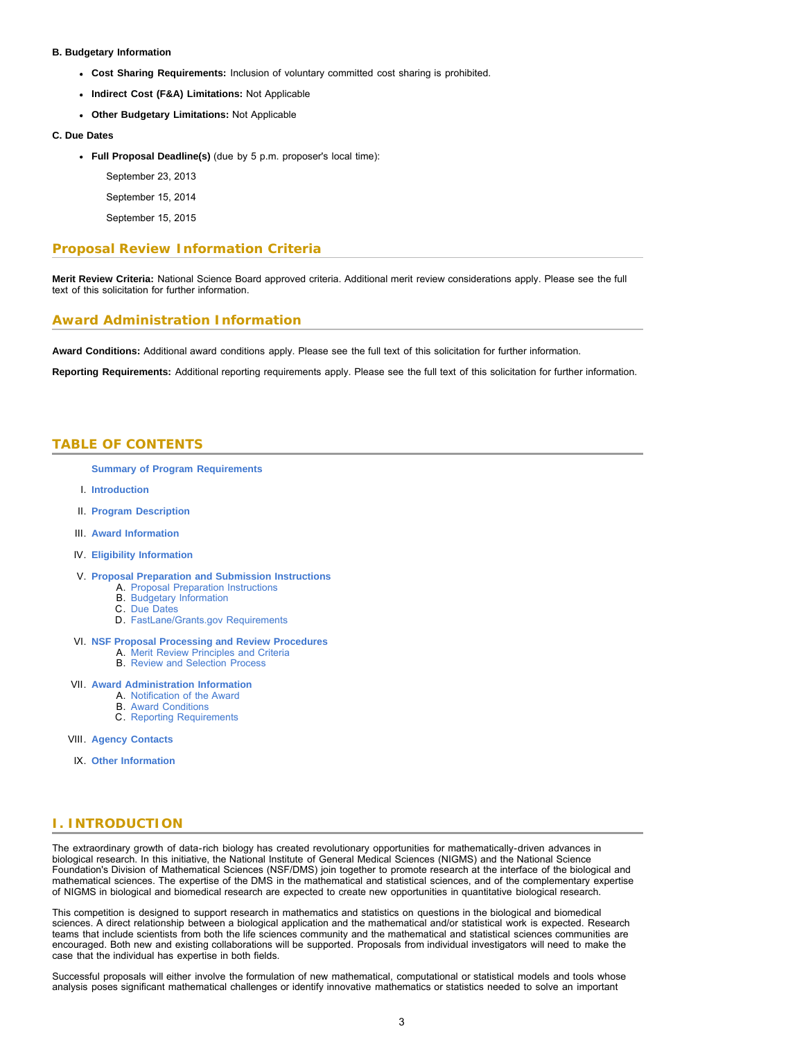**B. Budgetary Information**

- **Cost Sharing Requirements:** Inclusion of voluntary committed cost sharing is prohibited.
- **Indirect Cost (F&A) Limitations:** Not Applicable
- **Other Budgetary Limitations:** Not Applicable

**C. Due Dates**

- **Full Proposal Deadline(s)** (due by 5 p.m. proposer's local time):

  September 23, 2013

  September 15, 2014

  September 15, 2015

## Proposal Review Information Criteria

**Merit Review Criteria:** National Science Board approved criteria. Additional merit review considerations apply. Please see the full text of this solicitation for further information.

## Award Administration Information

**Award Conditions:** Additional award conditions apply. Please see the full text of this solicitation for further information.

**Reporting Requirements:** Additional reporting requirements apply. Please see the full text of this solicitation for further information.

## TABLE OF CONTENTS

**Summary of Program Requirements**

I. **Introduction**

II. **Program Description**

III. **Award Information**

IV. **Eligibility Information**

V. **Proposal Preparation and Submission Instructions**
   A. Proposal Preparation Instructions
   B. Budgetary Information
   C. Due Dates
   D. FastLane/Grants.gov Requirements

VI. **NSF Proposal Processing and Review Procedures**
   A. Merit Review Principles and Criteria
   B. Review and Selection Process

VII. **Award Administration Information**
   A. Notification of the Award
   B. Award Conditions
   C. Reporting Requirements

VIII. **Agency Contacts**

IX. **Other Information**

## I. INTRODUCTION

The extraordinary growth of data-rich biology has created revolutionary opportunities for mathematically-driven advances in biological research. In this initiative, the National Institute of General Medical Sciences (NIGMS) and the National Science Foundation's Division of Mathematical Sciences (NSF/DMS) join together to promote research at the interface of the biological and mathematical sciences. The expertise of the DMS in the mathematical and statistical sciences, and of the complementary expertise of NIGMS in biological and biomedical research are expected to create new opportunities in quantitative biological research.

This competition is designed to support research in mathematics and statistics on questions in the biological and biomedical sciences. A direct relationship between a biological application and the mathematical and/or statistical work is expected. Research teams that include scientists from both the life sciences community and the mathematical and statistical sciences communities are encouraged. Both new and existing collaborations will be supported. Proposals from individual investigators will need to make the case that the individual has expertise in both fields.

Successful proposals will either involve the formulation of new mathematical, computational or statistical models and tools whose analysis poses significant mathematical challenges or identify innovative mathematics or statistics needed to solve an important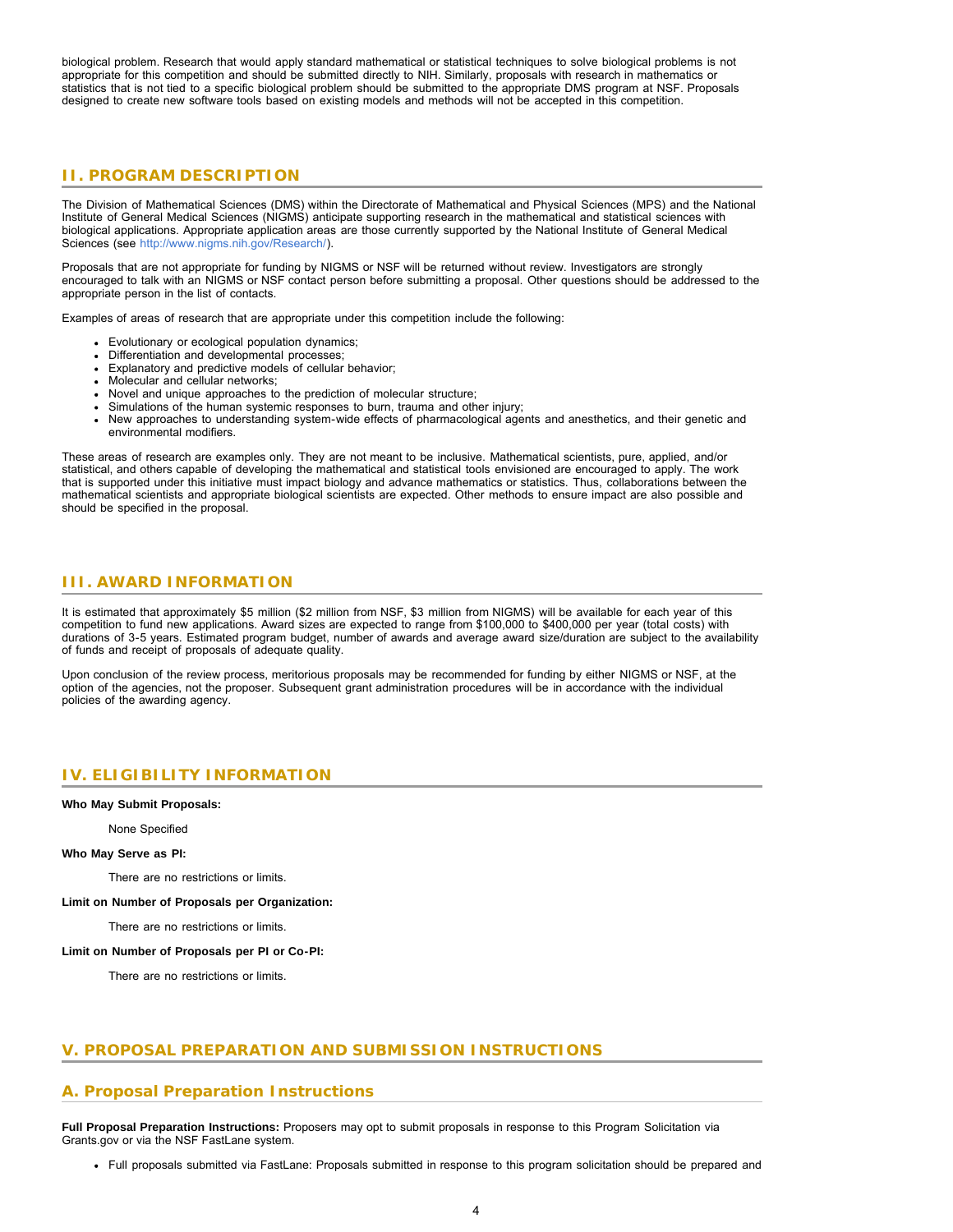biological problem. Research that would apply standard mathematical or statistical techniques to solve biological problems is not appropriate for this competition and should be submitted directly to NIH. Similarly, proposals with research in mathematics or statistics that is not tied to a specific biological problem should be submitted to the appropriate DMS program at NSF. Proposals designed to create new software tools based on existing models and methods will not be accepted in this competition.

## II. PROGRAM DESCRIPTION

The Division of Mathematical Sciences (DMS) within the Directorate of Mathematical and Physical Sciences (MPS) and the National Institute of General Medical Sciences (NIGMS) anticipate supporting research in the mathematical and statistical sciences with biological applications. Appropriate application areas are those currently supported by the National Institute of General Medical Sciences (see http://www.nigms.nih.gov/Research/).

Proposals that are not appropriate for funding by NIGMS or NSF will be returned without review. Investigators are strongly encouraged to talk with an NIGMS or NSF contact person before submitting a proposal. Other questions should be addressed to the appropriate person in the list of contacts.

Examples of areas of research that are appropriate under this competition include the following:

- Evolutionary or ecological population dynamics;
- Differentiation and developmental processes;
- Explanatory and predictive models of cellular behavior;
- Molecular and cellular networks;
- Novel and unique approaches to the prediction of molecular structure;
- Simulations of the human systemic responses to burn, trauma and other injury;
- New approaches to understanding system-wide effects of pharmacological agents and anesthetics, and their genetic and environmental modifiers.

These areas of research are examples only. They are not meant to be inclusive. Mathematical scientists, pure, applied, and/or statistical, and others capable of developing the mathematical and statistical tools envisioned are encouraged to apply. The work that is supported under this initiative must impact biology and advance mathematics or statistics. Thus, collaborations between the mathematical scientists and appropriate biological scientists are expected. Other methods to ensure impact are also possible and should be specified in the proposal.

## III. AWARD INFORMATION

It is estimated that approximately $5 million ($2 million from NSF, $3 million from NIGMS) will be available for each year of this competition to fund new applications. Award sizes are expected to range from $100,000 to $400,000 per year (total costs) with durations of 3-5 years. Estimated program budget, number of awards and average award size/duration are subject to the availability of funds and receipt of proposals of adequate quality.

Upon conclusion of the review process, meritorious proposals may be recommended for funding by either NIGMS or NSF, at the option of the agencies, not the proposer. Subsequent grant administration procedures will be in accordance with the individual policies of the awarding agency.

## IV. ELIGIBILITY INFORMATION

**Who May Submit Proposals:**

None Specified

**Who May Serve as PI:**

There are no restrictions or limits.

**Limit on Number of Proposals per Organization:**

There are no restrictions or limits.

**Limit on Number of Proposals per PI or Co-PI:**

There are no restrictions or limits.

## V. PROPOSAL PREPARATION AND SUBMISSION INSTRUCTIONS

### A. Proposal Preparation Instructions

**Full Proposal Preparation Instructions:** Proposers may opt to submit proposals in response to this Program Solicitation via Grants.gov or via the NSF FastLane system.

- Full proposals submitted via FastLane: Proposals submitted in response to this program solicitation should be prepared and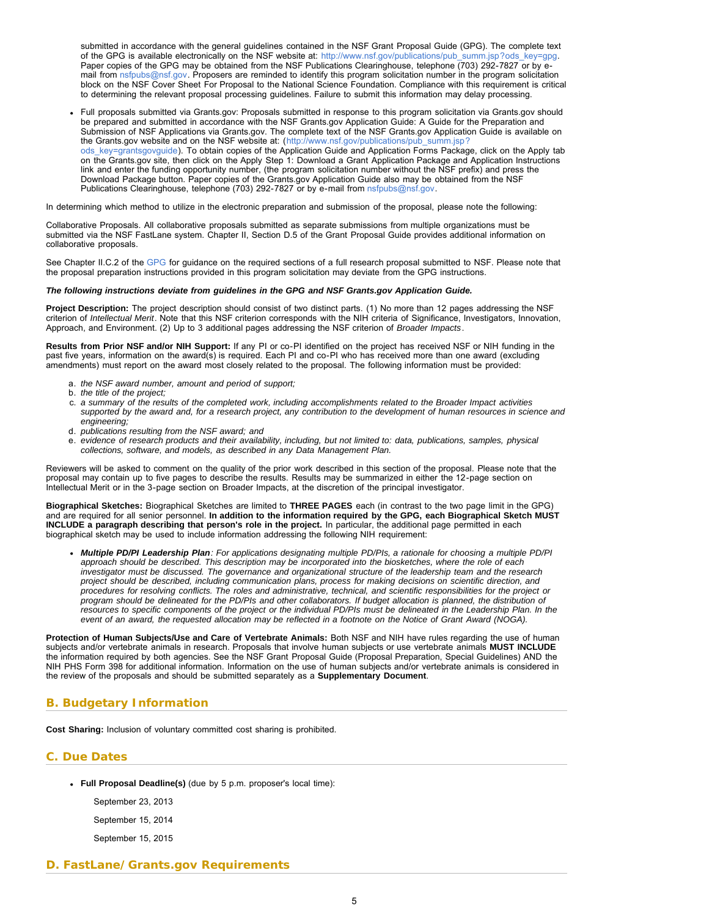submitted in accordance with the general guidelines contained in the NSF Grant Proposal Guide (GPG). The complete text of the GPG is available electronically on the NSF website at: http://www.nsf.gov/publications/pub_summ.jsp?ods_key=gpg. Paper copies of the GPG may be obtained from the NSF Publications Clearinghouse, telephone (703) 292-7827 or by e-mail from nsfpubs@nsf.gov. Proposers are reminded to identify this program solicitation number in the program solicitation block on the NSF Cover Sheet For Proposal to the National Science Foundation. Compliance with this requirement is critical to determining the relevant proposal processing guidelines. Failure to submit this information may delay processing.

- Full proposals submitted via Grants.gov: Proposals submitted in response to this program solicitation via Grants.gov should be prepared and submitted in accordance with the NSF Grants.gov Application Guide: A Guide for the Preparation and Submission of NSF Applications via Grants.gov. The complete text of the NSF Grants.gov Application Guide is available on the Grants.gov website and on the NSF website at: (http://www.nsf.gov/publications/pub_summ.jsp?ods_key=grantsgovguide). To obtain copies of the Application Guide and Application Forms Package, click on the Apply tab on the Grants.gov site, then click on the Apply Step 1: Download a Grant Application Package and Application Instructions link and enter the funding opportunity number, (the program solicitation number without the NSF prefix) and press the Download Package button. Paper copies of the Grants.gov Application Guide also may be obtained from the NSF Publications Clearinghouse, telephone (703) 292-7827 or by e-mail from nsfpubs@nsf.gov.

In determining which method to utilize in the electronic preparation and submission of the proposal, please note the following:

Collaborative Proposals. All collaborative proposals submitted as separate submissions from multiple organizations must be submitted via the NSF FastLane system. Chapter II, Section D.5 of the Grant Proposal Guide provides additional information on collaborative proposals.

See Chapter II.C.2 of the GPG for guidance on the required sections of a full research proposal submitted to NSF. Please note that the proposal preparation instructions provided in this program solicitation may deviate from the GPG instructions.

***The following instructions deviate from guidelines in the GPG and NSF Grants.gov Application Guide.***

**Project Description:** The project description should consist of two distinct parts. (1) No more than 12 pages addressing the NSF criterion of *Intellectual Merit*. Note that this NSF criterion corresponds with the NIH criteria of Significance, Investigators, Innovation, Approach, and Environment. (2) Up to 3 additional pages addressing the NSF criterion of *Broader Impacts*.

**Results from Prior NSF and/or NIH Support:** If any PI or co-PI identified on the project has received NSF or NIH funding in the past five years, information on the award(s) is required. Each PI and co-PI who has received more than one award (excluding amendments) must report on the award most closely related to the proposal. The following information must be provided:

a. *the NSF award number, amount and period of support;*
b. *the title of the project;*
c. *a summary of the results of the completed work, including accomplishments related to the Broader Impact activities supported by the award and, for a research project, any contribution to the development of human resources in science and engineering;*
d. *publications resulting from the NSF award; and*
e. *evidence of research products and their availability, including, but not limited to: data, publications, samples, physical collections, software, and models, as described in any Data Management Plan.*

Reviewers will be asked to comment on the quality of the prior work described in this section of the proposal. Please note that the proposal may contain up to five pages to describe the results. Results may be summarized in either the 12-page section on Intellectual Merit or in the 3-page section on Broader Impacts, at the discretion of the principal investigator.

**Biographical Sketches:** Biographical Sketches are limited to **THREE PAGES** each (in contrast to the two page limit in the GPG) and are required for all senior personnel. **In addition to the information required by the GPG, each Biographical Sketch MUST INCLUDE a paragraph describing that person's role in the project.** In particular, the additional page permitted in each biographical sketch may be used to include information addressing the following NIH requirement:

- ***Multiple PD/PI Leadership Plan****: For applications designating multiple PD/PIs, a rationale for choosing a multiple PD/PI approach should be described. This description may be incorporated into the biosketches, where the role of each investigator must be discussed. The governance and organizational structure of the leadership team and the research project should be described, including communication plans, process for making decisions on scientific direction, and procedures for resolving conflicts. The roles and administrative, technical, and scientific responsibilities for the project or program should be delineated for the PD/PIs and other collaborators. If budget allocation is planned, the distribution of resources to specific components of the project or the individual PD/PIs must be delineated in the Leadership Plan. In the event of an award, the requested allocation may be reflected in a footnote on the Notice of Grant Award (NOGA).*

**Protection of Human Subjects/Use and Care of Vertebrate Animals:** Both NSF and NIH have rules regarding the use of human subjects and/or vertebrate animals in research. Proposals that involve human subjects or use vertebrate animals **MUST INCLUDE** the information required by both agencies. See the NSF Grant Proposal Guide (Proposal Preparation, Special Guidelines) AND the NIH PHS Form 398 for additional information. Information on the use of human subjects and/or vertebrate animals is considered in the review of the proposals and should be submitted separately as a **Supplementary Document**.

## B. Budgetary Information

**Cost Sharing:** Inclusion of voluntary committed cost sharing is prohibited.

## C. Due Dates

- **Full Proposal Deadline(s)** (due by 5 p.m. proposer's local time):

  September 23, 2013

  September 15, 2014

  September 15, 2015

## D. FastLane/Grants.gov Requirements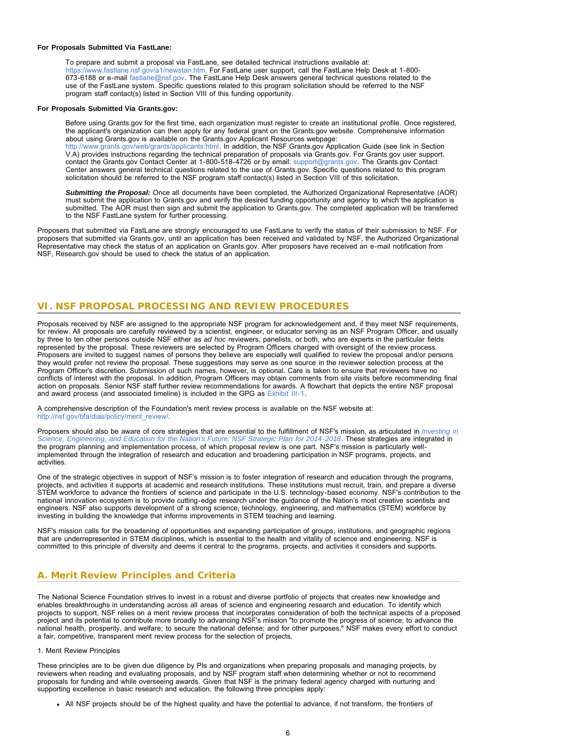**For Proposals Submitted Via FastLane:**

To prepare and submit a proposal via FastLane, see detailed technical instructions available at: https://www.fastlane.nsf.gov/a1/newstan.htm. For FastLane user support, call the FastLane Help Desk at 1-800-673-6188 or e-mail fastlane@nsf.gov. The FastLane Help Desk answers general technical questions related to the use of the FastLane system. Specific questions related to this program solicitation should be referred to the NSF program staff contact(s) listed in Section VIII of this funding opportunity.

**For Proposals Submitted Via Grants.gov:**

Before using Grants.gov for the first time, each organization must register to create an institutional profile. Once registered, the applicant's organization can then apply for any federal grant on the Grants.gov website. Comprehensive information about using Grants.gov is available on the Grants.gov Applicant Resources webpage: http://www.grants.gov/web/grants/applicants.html. In addition, the NSF Grants.gov Application Guide (see link in Section V.A) provides instructions regarding the technical preparation of proposals via Grants.gov. For Grants.gov user support, contact the Grants.gov Contact Center at 1-800-518-4726 or by email: support@grants.gov. The Grants.gov Contact Center answers general technical questions related to the use of Grants.gov. Specific questions related to this program solicitation should be referred to the NSF program staff contact(s) listed in Section VIII of this solicitation.

***Submitting the Proposal:*** Once all documents have been completed, the Authorized Organizational Representative (AOR) must submit the application to Grants.gov and verify the desired funding opportunity and agency to which the application is submitted. The AOR must then sign and submit the application to Grants.gov. The completed application will be transferred to the NSF FastLane system for further processing.

Proposers that submitted via FastLane are strongly encouraged to use FastLane to verify the status of their submission to NSF. For proposers that submitted via Grants.gov, until an application has been received and validated by NSF, the Authorized Organizational Representative may check the status of an application on Grants.gov. After proposers have received an e-mail notification from NSF, Research.gov should be used to check the status of an application.

## VI. NSF PROPOSAL PROCESSING AND REVIEW PROCEDURES

Proposals received by NSF are assigned to the appropriate NSF program for acknowledgement and, if they meet NSF requirements, for review. All proposals are carefully reviewed by a scientist, engineer, or educator serving as an NSF Program Officer, and usually by three to ten other persons outside NSF either as *ad hoc* reviewers, panelists, or both, who are experts in the particular fields represented by the proposal. These reviewers are selected by Program Officers charged with oversight of the review process. Proposers are invited to suggest names of persons they believe are especially well qualified to review the proposal and/or persons they would prefer not review the proposal. These suggestions may serve as one source in the reviewer selection process at the Program Officer's discretion. Submission of such names, however, is optional. Care is taken to ensure that reviewers have no conflicts of interest with the proposal. In addition, Program Officers may obtain comments from site visits before recommending final action on proposals. Senior NSF staff further review recommendations for awards. A flowchart that depicts the entire NSF proposal and award process (and associated timeline) is included in the GPG as Exhibit III-1.

A comprehensive description of the Foundation's merit review process is available on the NSF website at: http://nsf.gov/bfa/dias/policy/merit_review/.

Proposers should also be aware of core strategies that are essential to the fulfillment of NSF's mission, as articulated in *Investing in Science, Engineering, and Education for the Nation's Future: NSF Strategic Plan for 2014-2018*. These strategies are integrated in the program planning and implementation process, of which proposal review is one part. NSF's mission is particularly well-implemented through the integration of research and education and broadening participation in NSF programs, projects, and activities.

One of the strategic objectives in support of NSF's mission is to foster integration of research and education through the programs, projects, and activities it supports at academic and research institutions. These institutions must recruit, train, and prepare a diverse STEM workforce to advance the frontiers of science and participate in the U.S. technology-based economy. NSF's contribution to the national innovation ecosystem is to provide cutting-edge research under the guidance of the Nation's most creative scientists and engineers. NSF also supports development of a strong science, technology, engineering, and mathematics (STEM) workforce by investing in building the knowledge that informs improvements in STEM teaching and learning.

NSF's mission calls for the broadening of opportunities and expanding participation of groups, institutions, and geographic regions that are underrepresented in STEM disciplines, which is essential to the health and vitality of science and engineering. NSF is committed to this principle of diversity and deems it central to the programs, projects, and activities it considers and supports.

### A. Merit Review Principles and Criteria

The National Science Foundation strives to invest in a robust and diverse portfolio of projects that creates new knowledge and enables breakthroughs in understanding across all areas of science and engineering research and education. To identify which projects to support, NSF relies on a merit review process that incorporates consideration of both the technical aspects of a proposed project and its potential to contribute more broadly to advancing NSF's mission "to promote the progress of science; to advance the national health, prosperity, and welfare; to secure the national defense; and for other purposes." NSF makes every effort to conduct a fair, competitive, transparent merit review process for the selection of projects.

1. Merit Review Principles

These principles are to be given due diligence by PIs and organizations when preparing proposals and managing projects, by reviewers when reading and evaluating proposals, and by NSF program staff when determining whether or not to recommend proposals for funding and while overseeing awards. Given that NSF is the primary federal agency charged with nurturing and supporting excellence in basic research and education, the following three principles apply:

- All NSF projects should be of the highest quality and have the potential to advance, if not transform, the frontiers of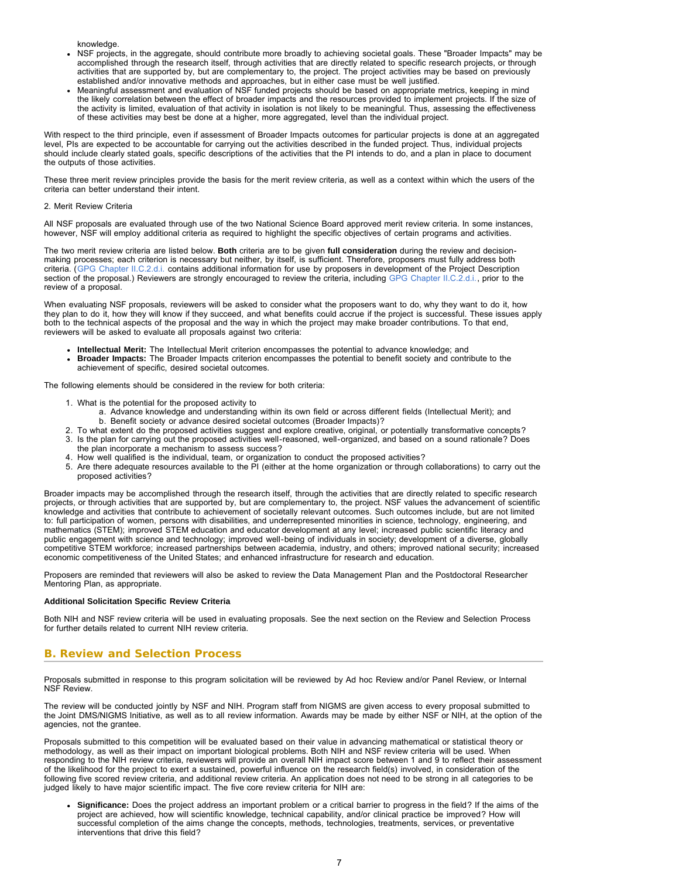knowledge.

- NSF projects, in the aggregate, should contribute more broadly to achieving societal goals. These "Broader Impacts" may be accomplished through the research itself, through activities that are directly related to specific research projects, or through activities that are supported by, but are complementary to, the project. The project activities may be based on previously established and/or innovative methods and approaches, but in either case must be well justified.
- Meaningful assessment and evaluation of NSF funded projects should be based on appropriate metrics, keeping in mind the likely correlation between the effect of broader impacts and the resources provided to implement projects. If the size of the activity is limited, evaluation of that activity in isolation is not likely to be meaningful. Thus, assessing the effectiveness of these activities may best be done at a higher, more aggregated, level than the individual project.

With respect to the third principle, even if assessment of Broader Impacts outcomes for particular projects is done at an aggregated level, PIs are expected to be accountable for carrying out the activities described in the funded project. Thus, individual projects should include clearly stated goals, specific descriptions of the activities that the PI intends to do, and a plan in place to document the outputs of those activities.

These three merit review principles provide the basis for the merit review criteria, as well as a context within which the users of the criteria can better understand their intent.

2. Merit Review Criteria

All NSF proposals are evaluated through use of the two National Science Board approved merit review criteria. In some instances, however, NSF will employ additional criteria as required to highlight the specific objectives of certain programs and activities.

The two merit review criteria are listed below. **Both** criteria are to be given **full consideration** during the review and decision-making processes; each criterion is necessary but neither, by itself, is sufficient. Therefore, proposers must fully address both criteria. (GPG Chapter II.C.2.d.i. contains additional information for use by proposers in development of the Project Description section of the proposal.) Reviewers are strongly encouraged to review the criteria, including GPG Chapter II.C.2.d.i., prior to the review of a proposal.

When evaluating NSF proposals, reviewers will be asked to consider what the proposers want to do, why they want to do it, how they plan to do it, how they will know if they succeed, and what benefits could accrue if the project is successful. These issues apply both to the technical aspects of the proposal and the way in which the project may make broader contributions. To that end, reviewers will be asked to evaluate all proposals against two criteria:

- **Intellectual Merit:** The Intellectual Merit criterion encompasses the potential to advance knowledge; and
- **Broader Impacts:** The Broader Impacts criterion encompasses the potential to benefit society and contribute to the achievement of specific, desired societal outcomes.

The following elements should be considered in the review for both criteria:

1. What is the potential for the proposed activity to
   a. Advance knowledge and understanding within its own field or across different fields (Intellectual Merit); and
   b. Benefit society or advance desired societal outcomes (Broader Impacts)?
2. To what extent do the proposed activities suggest and explore creative, original, or potentially transformative concepts?
3. Is the plan for carrying out the proposed activities well-reasoned, well-organized, and based on a sound rationale? Does the plan incorporate a mechanism to assess success?
4. How well qualified is the individual, team, or organization to conduct the proposed activities?
5. Are there adequate resources available to the PI (either at the home organization or through collaborations) to carry out the proposed activities?

Broader impacts may be accomplished through the research itself, through the activities that are directly related to specific research projects, or through activities that are supported by, but are complementary to, the project. NSF values the advancement of scientific knowledge and activities that contribute to achievement of societally relevant outcomes. Such outcomes include, but are not limited to: full participation of women, persons with disabilities, and underrepresented minorities in science, technology, engineering, and mathematics (STEM); improved STEM education and educator development at any level; increased public scientific literacy and public engagement with science and technology; improved well-being of individuals in society; development of a diverse, globally competitive STEM workforce; increased partnerships between academia, industry, and others; improved national security; increased economic competitiveness of the United States; and enhanced infrastructure for research and education.

Proposers are reminded that reviewers will also be asked to review the Data Management Plan and the Postdoctoral Researcher Mentoring Plan, as appropriate.

**Additional Solicitation Specific Review Criteria**

Both NIH and NSF review criteria will be used in evaluating proposals. See the next section on the Review and Selection Process for further details related to current NIH review criteria.

## B. Review and Selection Process

Proposals submitted in response to this program solicitation will be reviewed by Ad hoc Review and/or Panel Review, or Internal NSF Review.

The review will be conducted jointly by NSF and NIH. Program staff from NIGMS are given access to every proposal submitted to the Joint DMS/NIGMS Initiative, as well as to all review information. Awards may be made by either NSF or NIH, at the option of the agencies, not the grantee.

Proposals submitted to this competition will be evaluated based on their value in advancing mathematical or statistical theory or methodology, as well as their impact on important biological problems. Both NIH and NSF review criteria will be used. When responding to the NIH review criteria, reviewers will provide an overall NIH impact score between 1 and 9 to reflect their assessment of the likelihood for the project to exert a sustained, powerful influence on the research field(s) involved, in consideration of the following five scored review criteria, and additional review criteria. An application does not need to be strong in all categories to be judged likely to have major scientific impact. The five core review criteria for NIH are:

- **Significance:** Does the project address an important problem or a critical barrier to progress in the field? If the aims of the project are achieved, how will scientific knowledge, technical capability, and/or clinical practice be improved? How will successful completion of the aims change the concepts, methods, technologies, treatments, services, or preventative interventions that drive this field?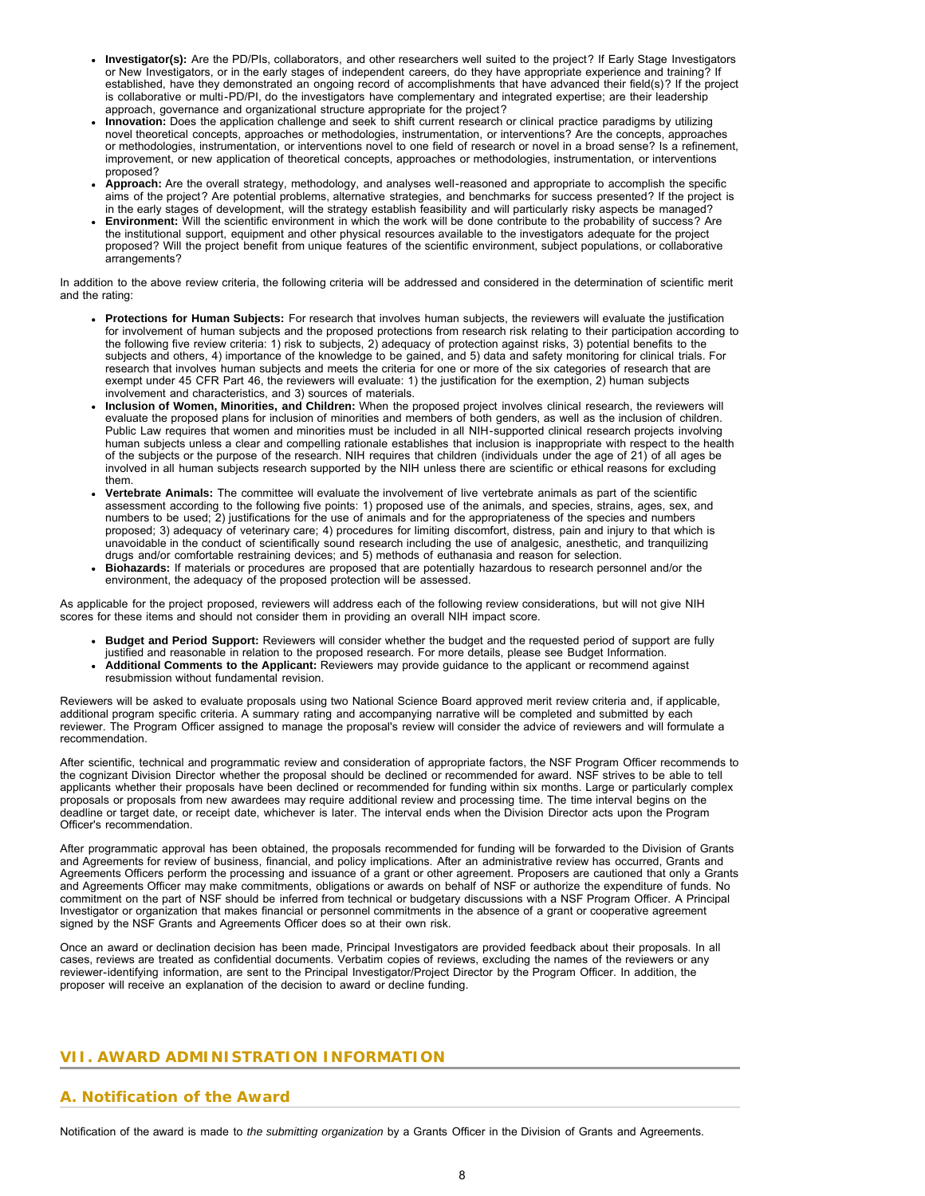- **Investigator(s):** Are the PD/PIs, collaborators, and other researchers well suited to the project? If Early Stage Investigators or New Investigators, or in the early stages of independent careers, do they have appropriate experience and training? If established, have they demonstrated an ongoing record of accomplishments that have advanced their field(s)? If the project is collaborative or multi-PD/PI, do the investigators have complementary and integrated expertise; are their leadership approach, governance and organizational structure appropriate for the project?
- **Innovation:** Does the application challenge and seek to shift current research or clinical practice paradigms by utilizing novel theoretical concepts, approaches or methodologies, instrumentation, or interventions? Are the concepts, approaches or methodologies, instrumentation, or interventions novel to one field of research or novel in a broad sense? Is a refinement, improvement, or new application of theoretical concepts, approaches or methodologies, instrumentation, or interventions proposed?
- **Approach:** Are the overall strategy, methodology, and analyses well-reasoned and appropriate to accomplish the specific aims of the project? Are potential problems, alternative strategies, and benchmarks for success presented? If the project is in the early stages of development, will the strategy establish feasibility and will particularly risky aspects be managed?
- **Environment:** Will the scientific environment in which the work will be done contribute to the probability of success? Are the institutional support, equipment and other physical resources available to the investigators adequate for the project proposed? Will the project benefit from unique features of the scientific environment, subject populations, or collaborative arrangements?

In addition to the above review criteria, the following criteria will be addressed and considered in the determination of scientific merit and the rating:

- **Protections for Human Subjects:** For research that involves human subjects, the reviewers will evaluate the justification for involvement of human subjects and the proposed protections from research risk relating to their participation according to the following five review criteria: 1) risk to subjects, 2) adequacy of protection against risks, 3) potential benefits to the subjects and others, 4) importance of the knowledge to be gained, and 5) data and safety monitoring for clinical trials. For research that involves human subjects and meets the criteria for one or more of the six categories of research that are exempt under 45 CFR Part 46, the reviewers will evaluate: 1) the justification for the exemption, 2) human subjects involvement and characteristics, and 3) sources of materials.
- **Inclusion of Women, Minorities, and Children:** When the proposed project involves clinical research, the reviewers will evaluate the proposed plans for inclusion of minorities and members of both genders, as well as the inclusion of children. Public Law requires that women and minorities must be included in all NIH-supported clinical research projects involving human subjects unless a clear and compelling rationale establishes that inclusion is inappropriate with respect to the health of the subjects or the purpose of the research. NIH requires that children (individuals under the age of 21) of all ages be involved in all human subjects research supported by the NIH unless there are scientific or ethical reasons for excluding them.
- **Vertebrate Animals:** The committee will evaluate the involvement of live vertebrate animals as part of the scientific assessment according to the following five points: 1) proposed use of the animals, and species, strains, ages, sex, and numbers to be used; 2) justifications for the use of animals and for the appropriateness of the species and numbers proposed; 3) adequacy of veterinary care; 4) procedures for limiting discomfort, distress, pain and injury to that which is unavoidable in the conduct of scientifically sound research including the use of analgesic, anesthetic, and tranquilizing drugs and/or comfortable restraining devices; and 5) methods of euthanasia and reason for selection.
- **Biohazards:** If materials or procedures are proposed that are potentially hazardous to research personnel and/or the environment, the adequacy of the proposed protection will be assessed.

As applicable for the project proposed, reviewers will address each of the following review considerations, but will not give NIH scores for these items and should not consider them in providing an overall NIH impact score.

- **Budget and Period Support:** Reviewers will consider whether the budget and the requested period of support are fully justified and reasonable in relation to the proposed research. For more details, please see Budget Information.
- **Additional Comments to the Applicant:** Reviewers may provide guidance to the applicant or recommend against resubmission without fundamental revision.

Reviewers will be asked to evaluate proposals using two National Science Board approved merit review criteria and, if applicable, additional program specific criteria. A summary rating and accompanying narrative will be completed and submitted by each reviewer. The Program Officer assigned to manage the proposal's review will consider the advice of reviewers and will formulate a recommendation.

After scientific, technical and programmatic review and consideration of appropriate factors, the NSF Program Officer recommends to the cognizant Division Director whether the proposal should be declined or recommended for award. NSF strives to be able to tell applicants whether their proposals have been declined or recommended for funding within six months. Large or particularly complex proposals or proposals from new awardees may require additional review and processing time. The time interval begins on the deadline or target date, or receipt date, whichever is later. The interval ends when the Division Director acts upon the Program Officer's recommendation.

After programmatic approval has been obtained, the proposals recommended for funding will be forwarded to the Division of Grants and Agreements for review of business, financial, and policy implications. After an administrative review has occurred, Grants and Agreements Officers perform the processing and issuance of a grant or other agreement. Proposers are cautioned that only a Grants and Agreements Officer may make commitments, obligations or awards on behalf of NSF or authorize the expenditure of funds. No commitment on the part of NSF should be inferred from technical or budgetary discussions with a NSF Program Officer. A Principal Investigator or organization that makes financial or personnel commitments in the absence of a grant or cooperative agreement signed by the NSF Grants and Agreements Officer does so at their own risk.

Once an award or declination decision has been made, Principal Investigators are provided feedback about their proposals. In all cases, reviews are treated as confidential documents. Verbatim copies of reviews, excluding the names of the reviewers or any reviewer-identifying information, are sent to the Principal Investigator/Project Director by the Program Officer. In addition, the proposer will receive an explanation of the decision to award or decline funding.

## VII. AWARD ADMINISTRATION INFORMATION

### A. Notification of the Award

Notification of the award is made to *the submitting organization* by a Grants Officer in the Division of Grants and Agreements.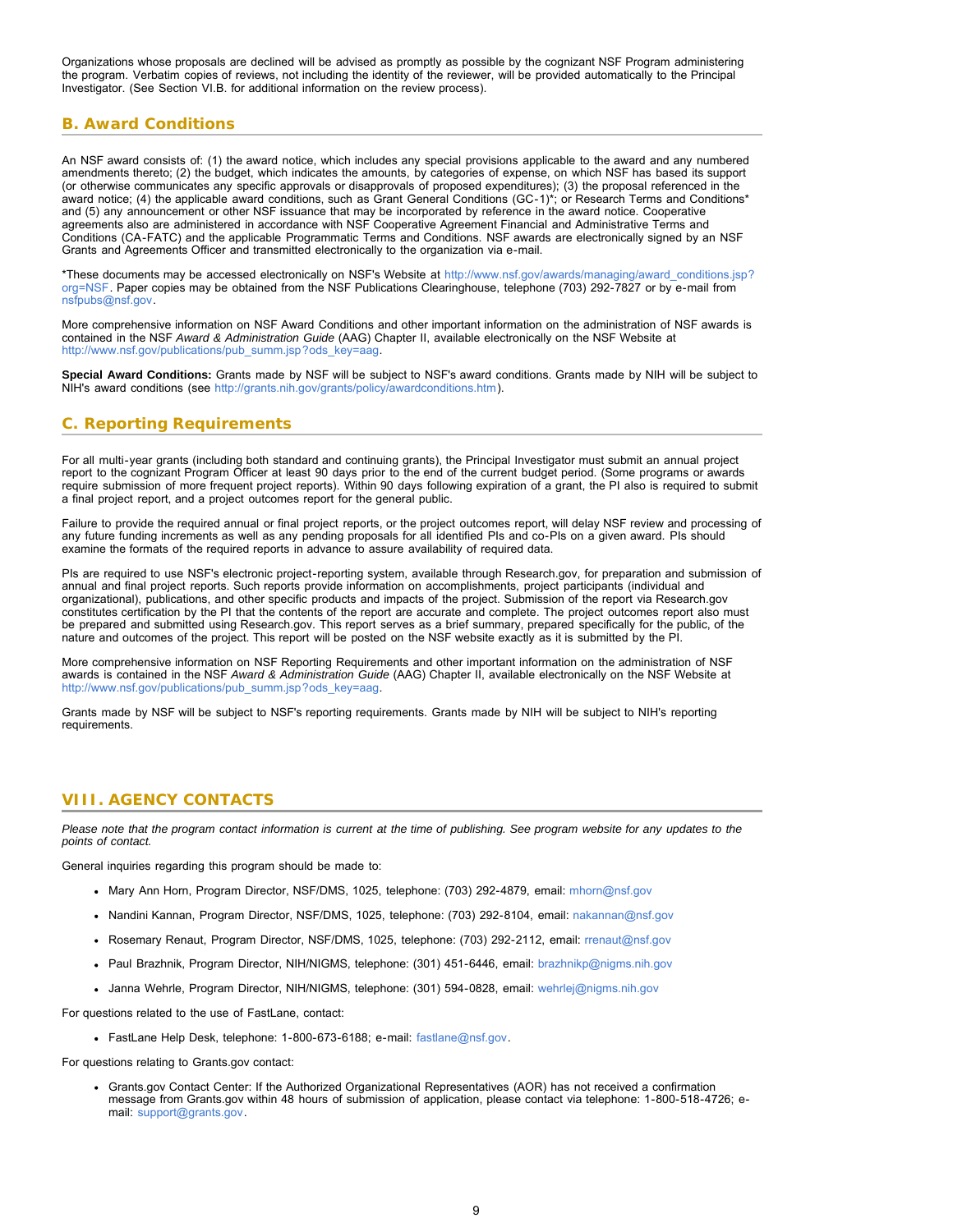Organizations whose proposals are declined will be advised as promptly as possible by the cognizant NSF Program administering the program. Verbatim copies of reviews, not including the identity of the reviewer, will be provided automatically to the Principal Investigator. (See Section VI.B. for additional information on the review process).

## B. Award Conditions

An NSF award consists of: (1) the award notice, which includes any special provisions applicable to the award and any numbered amendments thereto; (2) the budget, which indicates the amounts, by categories of expense, on which NSF has based its support (or otherwise communicates any specific approvals or disapprovals of proposed expenditures); (3) the proposal referenced in the award notice; (4) the applicable award conditions, such as Grant General Conditions (GC-1)*; or Research Terms and Conditions* and (5) any announcement or other NSF issuance that may be incorporated by reference in the award notice. Cooperative agreements also are administered in accordance with NSF Cooperative Agreement Financial and Administrative Terms and Conditions (CA-FATC) and the applicable Programmatic Terms and Conditions. NSF awards are electronically signed by an NSF Grants and Agreements Officer and transmitted electronically to the organization via e-mail.

*These documents may be accessed electronically on NSF's Website at http://www.nsf.gov/awards/managing/award_conditions.jsp?org=NSF. Paper copies may be obtained from the NSF Publications Clearinghouse, telephone (703) 292-7827 or by e-mail from nsfpubs@nsf.gov.

More comprehensive information on NSF Award Conditions and other important information on the administration of NSF awards is contained in the NSF *Award & Administration Guide* (AAG) Chapter II, available electronically on the NSF Website at http://www.nsf.gov/publications/pub_summ.jsp?ods_key=aag.

**Special Award Conditions:** Grants made by NSF will be subject to NSF's award conditions. Grants made by NIH will be subject to NIH's award conditions (see http://grants.nih.gov/grants/policy/awardconditions.htm).

## C. Reporting Requirements

For all multi-year grants (including both standard and continuing grants), the Principal Investigator must submit an annual project report to the cognizant Program Officer at least 90 days prior to the end of the current budget period. (Some programs or awards require submission of more frequent project reports). Within 90 days following expiration of a grant, the PI also is required to submit a final project report, and a project outcomes report for the general public.

Failure to provide the required annual or final project reports, or the project outcomes report, will delay NSF review and processing of any future funding increments as well as any pending proposals for all identified PIs and co-PIs on a given award. PIs should examine the formats of the required reports in advance to assure availability of required data.

PIs are required to use NSF's electronic project-reporting system, available through Research.gov, for preparation and submission of annual and final project reports. Such reports provide information on accomplishments, project participants (individual and organizational), publications, and other specific products and impacts of the project. Submission of the report via Research.gov constitutes certification by the PI that the contents of the report are accurate and complete. The project outcomes report also must be prepared and submitted using Research.gov. This report serves as a brief summary, prepared specifically for the public, of the nature and outcomes of the project. This report will be posted on the NSF website exactly as it is submitted by the PI.

More comprehensive information on NSF Reporting Requirements and other important information on the administration of NSF awards is contained in the NSF *Award & Administration Guide* (AAG) Chapter II, available electronically on the NSF Website at http://www.nsf.gov/publications/pub_summ.jsp?ods_key=aag.

Grants made by NSF will be subject to NSF's reporting requirements. Grants made by NIH will be subject to NIH's reporting requirements.

# VIII. AGENCY CONTACTS

*Please note that the program contact information is current at the time of publishing. See program website for any updates to the points of contact.*

General inquiries regarding this program should be made to:

- Mary Ann Horn, Program Director, NSF/DMS, 1025, telephone: (703) 292-4879, email: mhorn@nsf.gov
- Nandini Kannan, Program Director, NSF/DMS, 1025, telephone: (703) 292-8104, email: nakannan@nsf.gov
- Rosemary Renaut, Program Director, NSF/DMS, 1025, telephone: (703) 292-2112, email: rrenaut@nsf.gov
- Paul Brazhnik, Program Director, NIH/NIGMS, telephone: (301) 451-6446, email: brazhnikp@nigms.nih.gov
- Janna Wehrle, Program Director, NIH/NIGMS, telephone: (301) 594-0828, email: wehrlej@nigms.nih.gov

For questions related to the use of FastLane, contact:

- FastLane Help Desk, telephone: 1-800-673-6188; e-mail: fastlane@nsf.gov.

For questions relating to Grants.gov contact:

- Grants.gov Contact Center: If the Authorized Organizational Representatives (AOR) has not received a confirmation message from Grants.gov within 48 hours of submission of application, please contact via telephone: 1-800-518-4726; e-mail: support@grants.gov.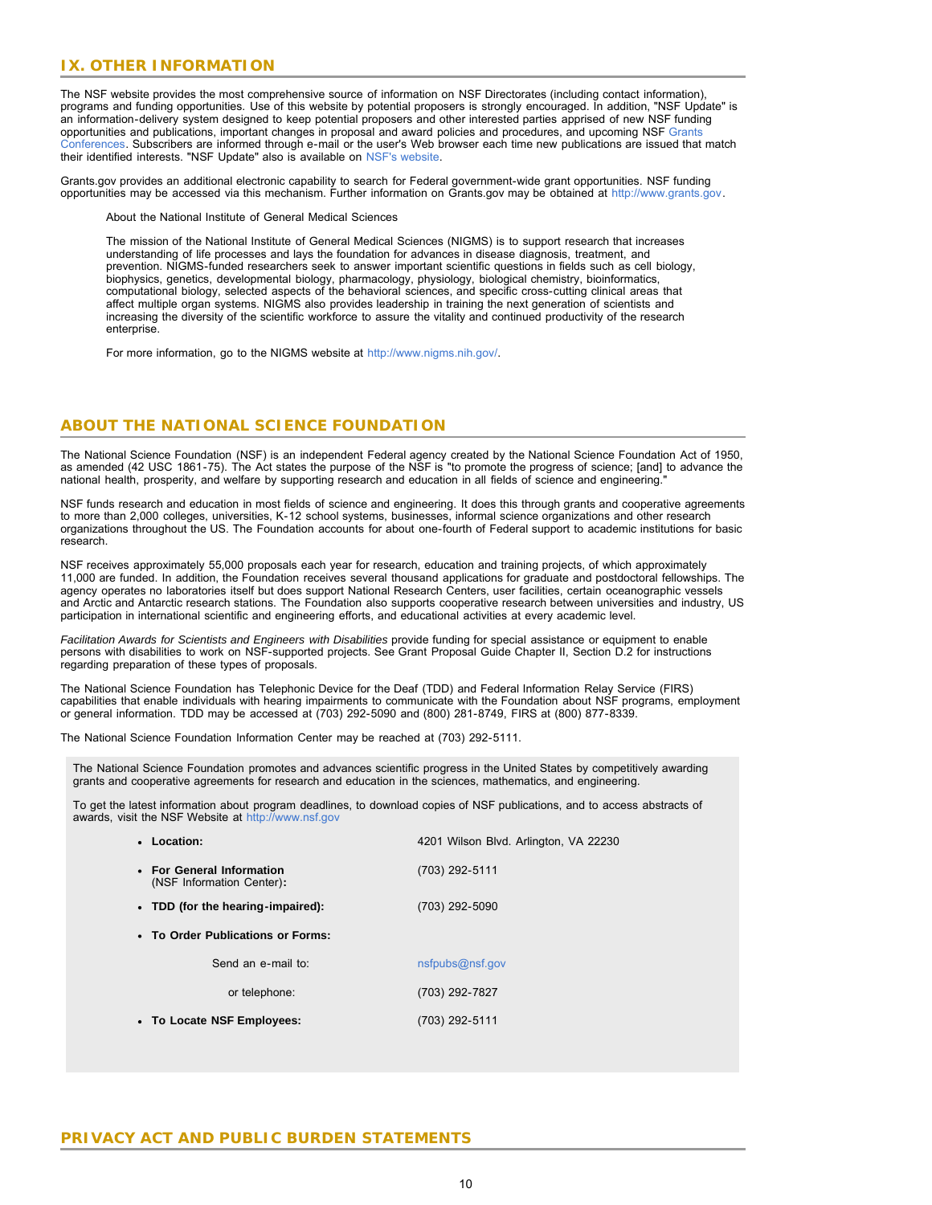## IX. OTHER INFORMATION

The NSF website provides the most comprehensive source of information on NSF Directorates (including contact information), programs and funding opportunities. Use of this website by potential proposers is strongly encouraged. In addition, "NSF Update" is an information-delivery system designed to keep potential proposers and other interested parties apprised of new NSF funding opportunities and publications, important changes in proposal and award policies and procedures, and upcoming NSF Grants Conferences. Subscribers are informed through e-mail or the user's Web browser each time new publications are issued that match their identified interests. "NSF Update" also is available on NSF's website.

Grants.gov provides an additional electronic capability to search for Federal government-wide grant opportunities. NSF funding opportunities may be accessed via this mechanism. Further information on Grants.gov may be obtained at http://www.grants.gov.

> About the National Institute of General Medical Sciences
>
> The mission of the National Institute of General Medical Sciences (NIGMS) is to support research that increases understanding of life processes and lays the foundation for advances in disease diagnosis, treatment, and prevention. NIGMS-funded researchers seek to answer important scientific questions in fields such as cell biology, biophysics, genetics, developmental biology, pharmacology, physiology, biological chemistry, bioinformatics, computational biology, selected aspects of the behavioral sciences, and specific cross-cutting clinical areas that affect multiple organ systems. NIGMS also provides leadership in training the next generation of scientists and increasing the diversity of the scientific workforce to assure the vitality and continued productivity of the research enterprise.
>
> For more information, go to the NIGMS website at http://www.nigms.nih.gov/.

## ABOUT THE NATIONAL SCIENCE FOUNDATION

The National Science Foundation (NSF) is an independent Federal agency created by the National Science Foundation Act of 1950, as amended (42 USC 1861-75). The Act states the purpose of the NSF is "to promote the progress of science; [and] to advance the national health, prosperity, and welfare by supporting research and education in all fields of science and engineering."

NSF funds research and education in most fields of science and engineering. It does this through grants and cooperative agreements to more than 2,000 colleges, universities, K-12 school systems, businesses, informal science organizations and other research organizations throughout the US. The Foundation accounts for about one-fourth of Federal support to academic institutions for basic research.

NSF receives approximately 55,000 proposals each year for research, education and training projects, of which approximately 11,000 are funded. In addition, the Foundation receives several thousand applications for graduate and postdoctoral fellowships. The agency operates no laboratories itself but does support National Research Centers, user facilities, certain oceanographic vessels and Arctic and Antarctic research stations. The Foundation also supports cooperative research between universities and industry, US participation in international scientific and engineering efforts, and educational activities at every academic level.

*Facilitation Awards for Scientists and Engineers with Disabilities* provide funding for special assistance or equipment to enable persons with disabilities to work on NSF-supported projects. See Grant Proposal Guide Chapter II, Section D.2 for instructions regarding preparation of these types of proposals.

The National Science Foundation has Telephonic Device for the Deaf (TDD) and Federal Information Relay Service (FIRS) capabilities that enable individuals with hearing impairments to communicate with the Foundation about NSF programs, employment or general information. TDD may be accessed at (703) 292-5090 and (800) 281-8749, FIRS at (800) 877-8339.

The National Science Foundation Information Center may be reached at (703) 292-5111.

The National Science Foundation promotes and advances scientific progress in the United States by competitively awarding grants and cooperative agreements for research and education in the sciences, mathematics, and engineering.

To get the latest information about program deadlines, to download copies of NSF publications, and to access abstracts of awards, visit the NSF Website at http://www.nsf.gov

- **Location:** 4201 Wilson Blvd. Arlington, VA 22230
- **For General Information** (NSF Information Center)**:** (703) 292-5111
- **TDD (for the hearing-impaired):** (703) 292-5090
- **To Order Publications or Forms:**
  - Send an e-mail to: nsfpubs@nsf.gov
  - or telephone: (703) 292-7827
- **To Locate NSF Employees:** (703) 292-5111

## PRIVACY ACT AND PUBLIC BURDEN STATEMENTS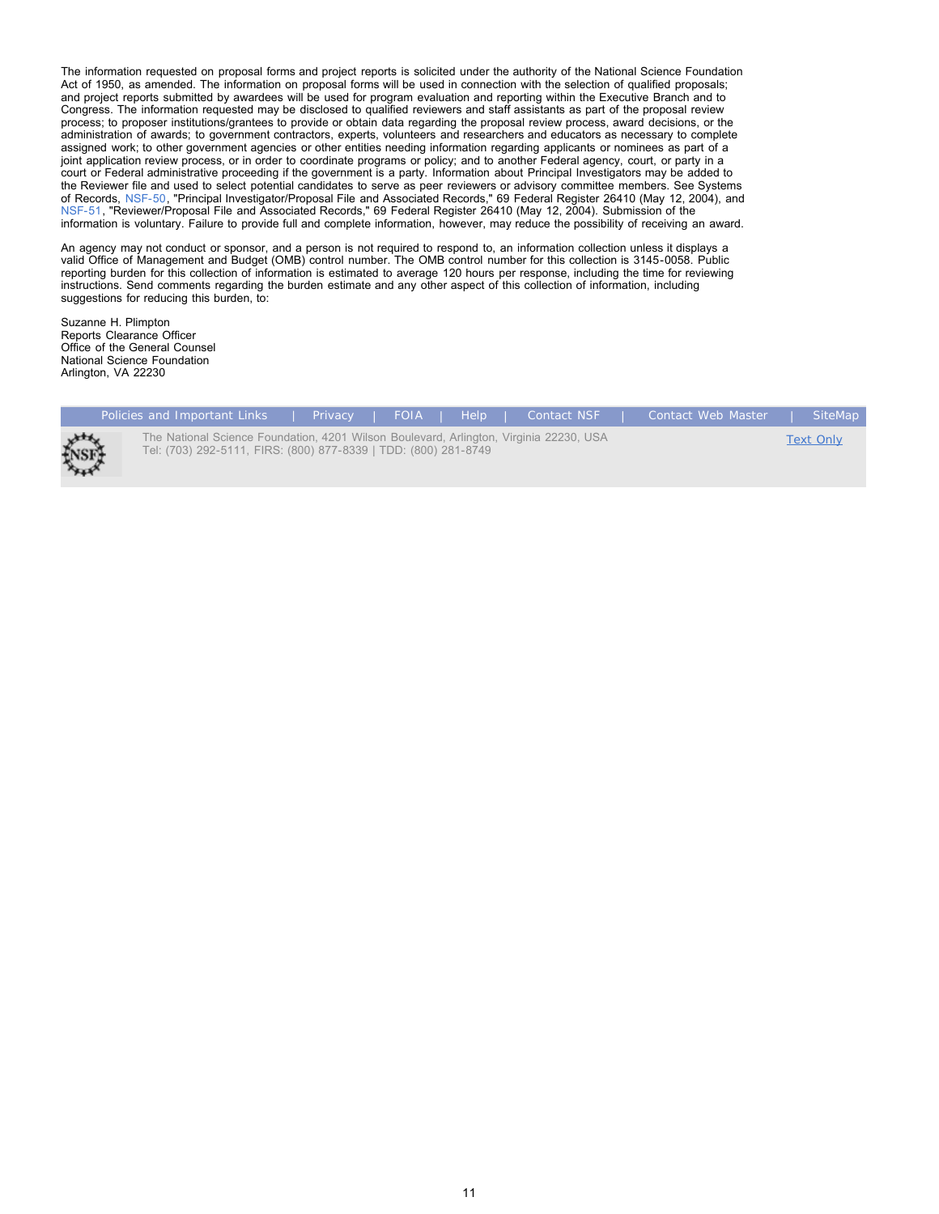The information requested on proposal forms and project reports is solicited under the authority of the National Science Foundation Act of 1950, as amended. The information on proposal forms will be used in connection with the selection of qualified proposals; and project reports submitted by awardees will be used for program evaluation and reporting within the Executive Branch and to Congress. The information requested may be disclosed to qualified reviewers and staff assistants as part of the proposal review process; to proposer institutions/grantees to provide or obtain data regarding the proposal review process, award decisions, or the administration of awards; to government contractors, experts, volunteers and researchers and educators as necessary to complete assigned work; to other government agencies or other entities needing information regarding applicants or nominees as part of a joint application review process, or in order to coordinate programs or policy; and to another Federal agency, court, or party in a court or Federal administrative proceeding if the government is a party. Information about Principal Investigators may be added to the Reviewer file and used to select potential candidates to serve as peer reviewers or advisory committee members. See Systems of Records, NSF-50, "Principal Investigator/Proposal File and Associated Records," 69 Federal Register 26410 (May 12, 2004), and NSF-51, "Reviewer/Proposal File and Associated Records," 69 Federal Register 26410 (May 12, 2004). Submission of the information is voluntary. Failure to provide full and complete information, however, may reduce the possibility of receiving an award.

An agency may not conduct or sponsor, and a person is not required to respond to, an information collection unless it displays a valid Office of Management and Budget (OMB) control number. The OMB control number for this collection is 3145-0058. Public reporting burden for this collection of information is estimated to average 120 hours per response, including the time for reviewing instructions. Send comments regarding the burden estimate and any other aspect of this collection of information, including suggestions for reducing this burden, to:

Suzanne H. Plimpton
Reports Clearance Officer
Office of the General Counsel
National Science Foundation
Arlington, VA 22230

Policies and Important Links | Privacy | FOIA | Help | Contact NSF | Contact Web Master | SiteMap

The National Science Foundation, 4201 Wilson Boulevard, Arlington, Virginia 22230, USA
Tel: (703) 292-5111, FIRS: (800) 877-8339 | TDD: (800) 281-8749

Text Only